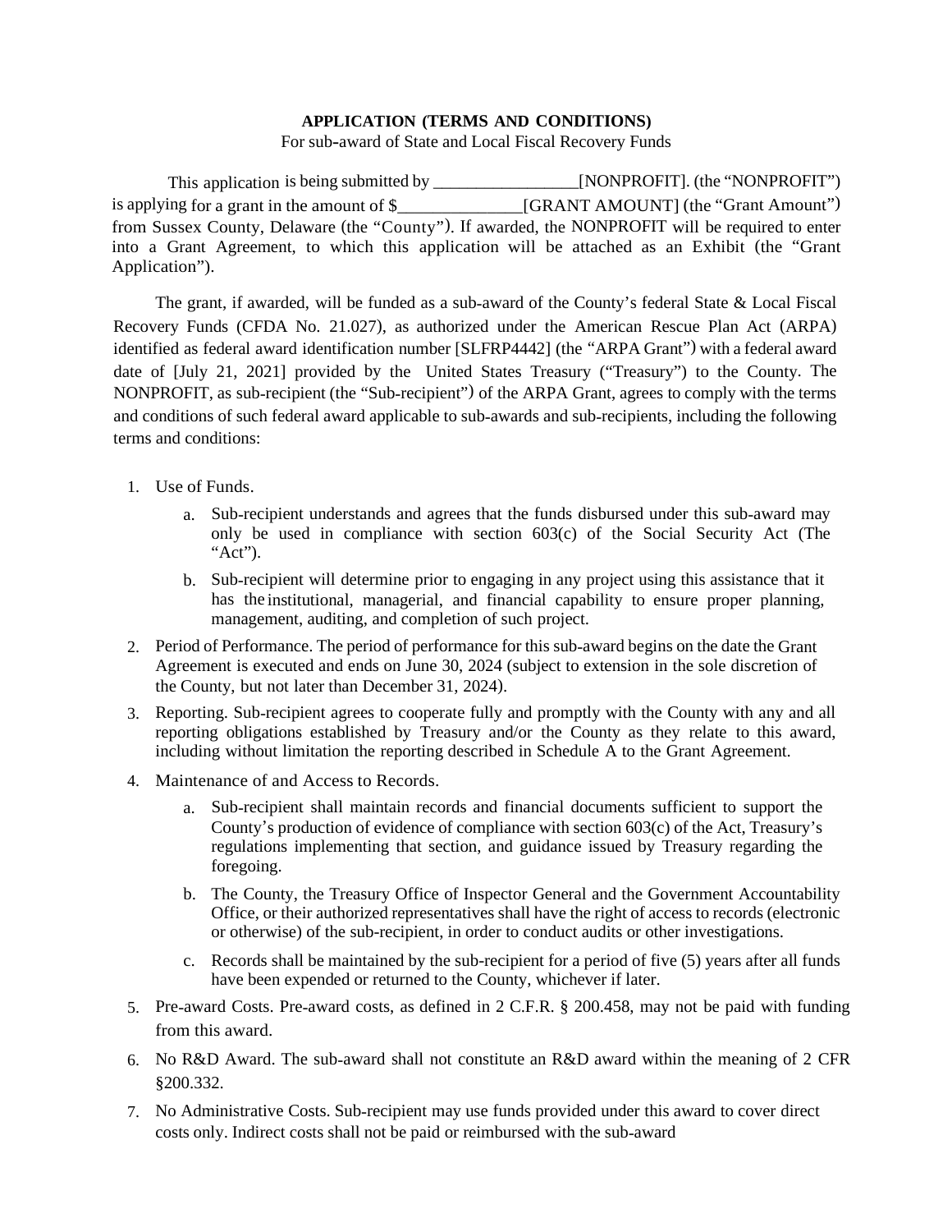**APPLICATION (TERMS AND CONDITIONS)**

For sub-award of State and Local Fiscal Recovery Funds

This application is being submitted by _________________[NONPROFIT]. (the "NONPROFIT") is applying for a grant in the amount of $______________[GRANT AMOUNT] (the "Grant Amount") from Sussex County, Delaware (the "County"). If awarded, the NONPROFIT will be required to enter into a Grant Agreement, to which this application will be attached as an Exhibit (the "Grant Application").

The grant, if awarded, will be funded as a sub-award of the County's federal State & Local Fiscal Recovery Funds (CFDA No. 21.027), as authorized under the American Rescue Plan Act (ARPA) identified as federal award identification number [SLFRP4442] (the "ARPA Grant") with a federal award date of [July 21, 2021] provided by the United States Treasury ("Treasury") to the County. The NONPROFIT, as sub-recipient (the "Sub-recipient") of the ARPA Grant, agrees to comply with the terms and conditions of such federal award applicable to sub-awards and sub-recipients, including the following terms and conditions:

1. Use of Funds.
    a. Sub-recipient understands and agrees that the funds disbursed under this sub-award may only be used in compliance with section 603(c) of the Social Security Act (The "Act").
    b. Sub-recipient will determine prior to engaging in any project using this assistance that it has the institutional, managerial, and financial capability to ensure proper planning, management, auditing, and completion of such project.
2. Period of Performance. The period of performance for this sub-award begins on the date the Grant Agreement is executed and ends on June 30, 2024 (subject to extension in the sole discretion of the County, but not later than December 31, 2024).
3. Reporting. Sub-recipient agrees to cooperate fully and promptly with the County with any and all reporting obligations established by Treasury and/or the County as they relate to this award, including without limitation the reporting described in Schedule A to the Grant Agreement.
4. Maintenance of and Access to Records.
    a. Sub-recipient shall maintain records and financial documents sufficient to support the County's production of evidence of compliance with section 603(c) of the Act, Treasury's regulations implementing that section, and guidance issued by Treasury regarding the foregoing.
    b. The County, the Treasury Office of Inspector General and the Government Accountability Office, or their authorized representatives shall have the right of access to records (electronic or otherwise) of the sub-recipient, in order to conduct audits or other investigations.
    c. Records shall be maintained by the sub-recipient for a period of five (5) years after all funds have been expended or returned to the County, whichever if later.
5. Pre-award Costs. Pre-award costs, as defined in 2 C.F.R. § 200.458, may not be paid with funding from this award.
6. No R&D Award. The sub-award shall not constitute an R&D award within the meaning of 2 CFR §200.332.
7. No Administrative Costs. Sub-recipient may use funds provided under this award to cover direct costs only. Indirect costs shall not be paid or reimbursed with the sub-award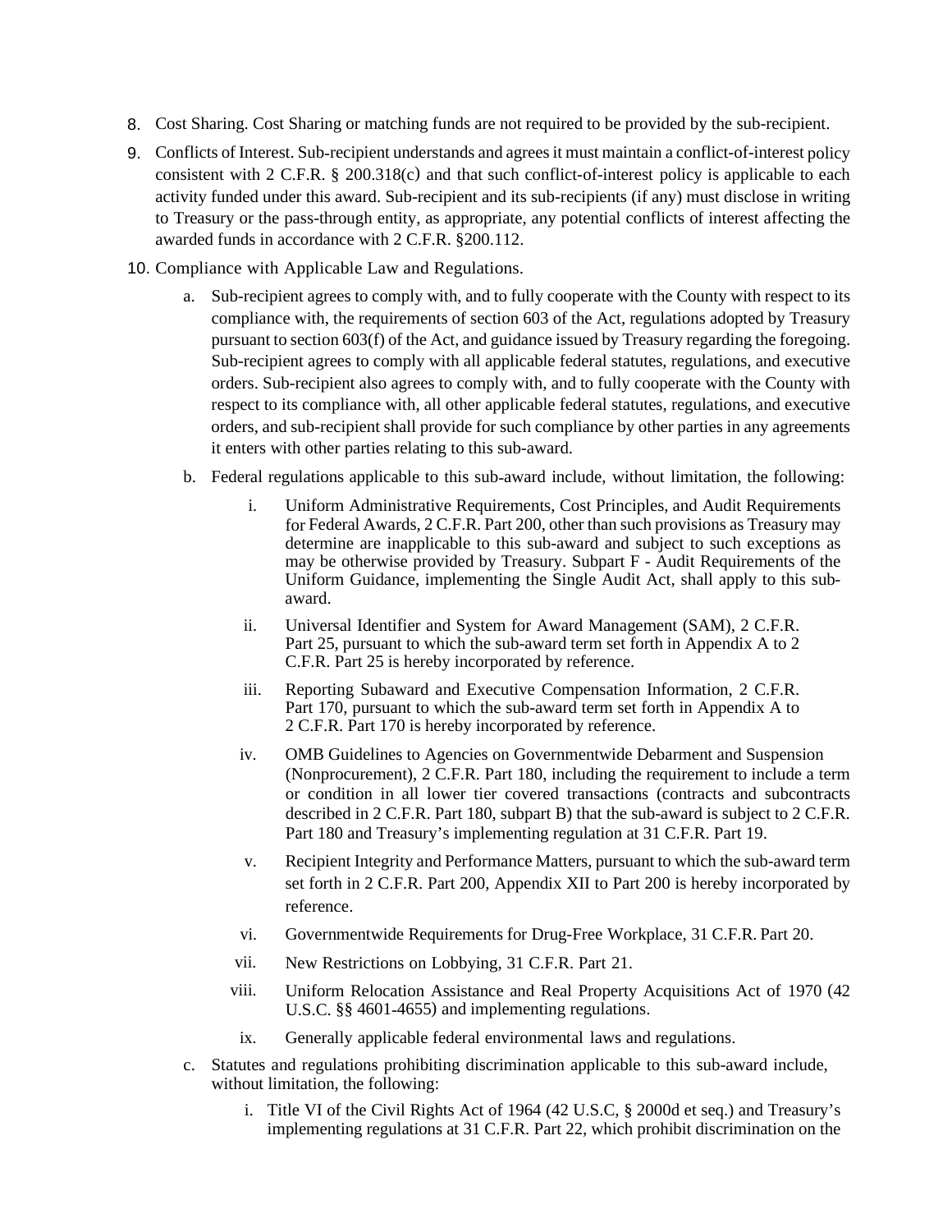8. Cost Sharing. Cost Sharing or matching funds are not required to be provided by the sub-recipient.
9. Conflicts of Interest. Sub-recipient understands and agrees it must maintain a conflict-of-interest policy consistent with 2 C.F.R. § 200.318(c) and that such conflict-of-interest policy is applicable to each activity funded under this award. Sub-recipient and its sub-recipients (if any) must disclose in writing to Treasury or the pass-through entity, as appropriate, any potential conflicts of interest affecting the awarded funds in accordance with 2 C.F.R. §200.112.
10. Compliance with Applicable Law and Regulations.
    a. Sub-recipient agrees to comply with, and to fully cooperate with the County with respect to its compliance with, the requirements of section 603 of the Act, regulations adopted by Treasury pursuant to section 603(f) of the Act, and guidance issued by Treasury regarding the foregoing. Sub-recipient agrees to comply with all applicable federal statutes, regulations, and executive orders. Sub-recipient also agrees to comply with, and to fully cooperate with the County with respect to its compliance with, all other applicable federal statutes, regulations, and executive orders, and sub-recipient shall provide for such compliance by other parties in any agreements it enters with other parties relating to this sub-award.
    b. Federal regulations applicable to this sub-award include, without limitation, the following:
        i. Uniform Administrative Requirements, Cost Principles, and Audit Requirements for Federal Awards, 2 C.F.R. Part 200, other than such provisions as Treasury may determine are inapplicable to this sub-award and subject to such exceptions as may be otherwise provided by Treasury. Subpart F - Audit Requirements of the Uniform Guidance, implementing the Single Audit Act, shall apply to this sub-award.
        ii. Universal Identifier and System for Award Management (SAM), 2 C.F.R. Part 25, pursuant to which the sub-award term set forth in Appendix A to 2 C.F.R. Part 25 is hereby incorporated by reference.
        iii. Reporting Subaward and Executive Compensation Information, 2 C.F.R. Part 170, pursuant to which the sub-award term set forth in Appendix A to 2 C.F.R. Part 170 is hereby incorporated by reference.
        iv. OMB Guidelines to Agencies on Governmentwide Debarment and Suspension (Nonprocurement), 2 C.F.R. Part 180, including the requirement to include a term or condition in all lower tier covered transactions (contracts and subcontracts described in 2 C.F.R. Part 180, subpart B) that the sub-award is subject to 2 C.F.R. Part 180 and Treasury's implementing regulation at 31 C.F.R. Part 19.
        v. Recipient Integrity and Performance Matters, pursuant to which the sub-award term set forth in 2 C.F.R. Part 200, Appendix XII to Part 200 is hereby incorporated by reference.
        vi. Governmentwide Requirements for Drug-Free Workplace, 31 C.F.R. Part 20.
        vii. New Restrictions on Lobbying, 31 C.F.R. Part 21.
        viii. Uniform Relocation Assistance and Real Property Acquisitions Act of 1970 (42 U.S.C. §§ 4601-4655) and implementing regulations.
        ix. Generally applicable federal environmental laws and regulations.
    c. Statutes and regulations prohibiting discrimination applicable to this sub-award include, without limitation, the following:
        i. Title VI of the Civil Rights Act of 1964 (42 U.S.C, § 2000d et seq.) and Treasury's implementing regulations at 31 C.F.R. Part 22, which prohibit discrimination on the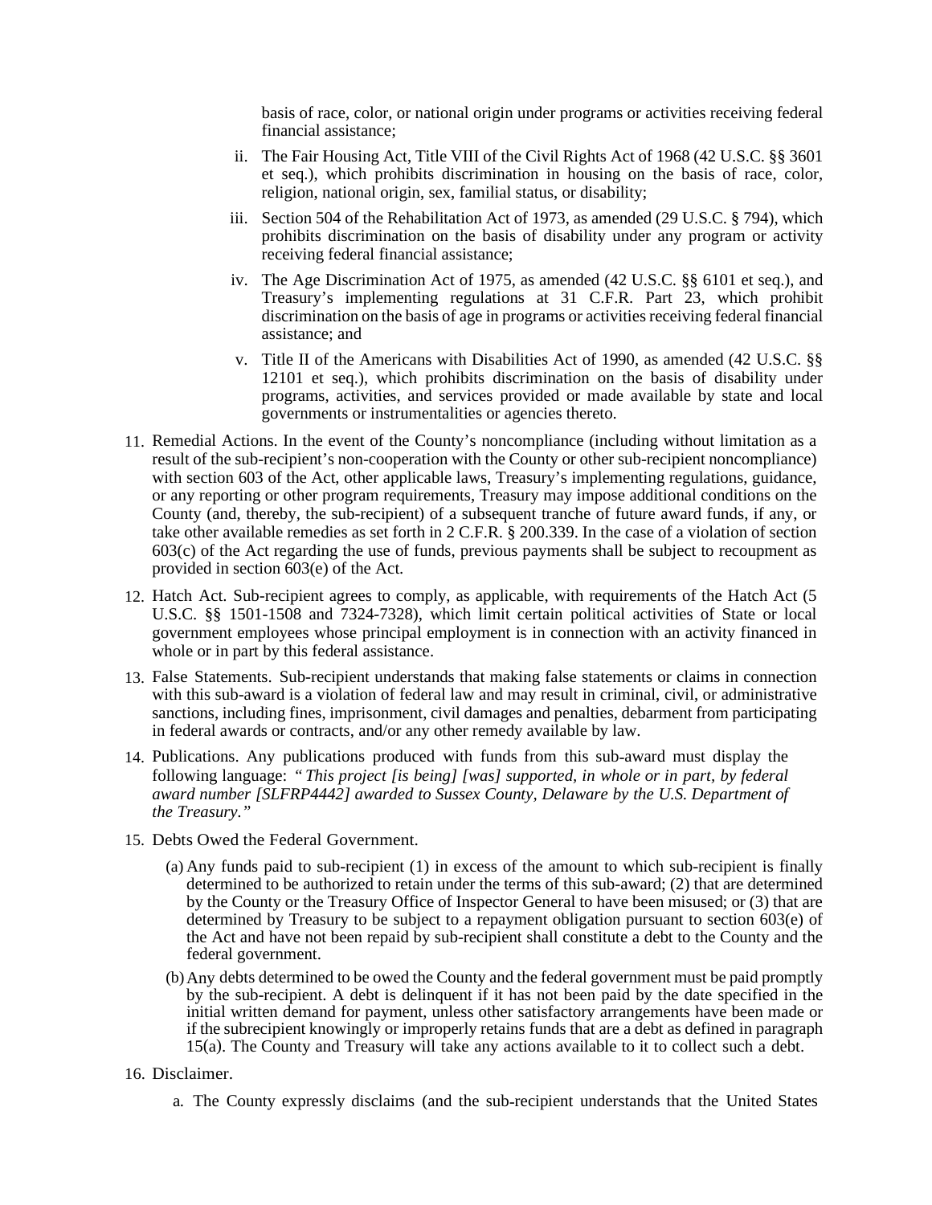basis of race, color, or national origin under programs or activities receiving federal financial assistance;

ii. The Fair Housing Act, Title VIII of the Civil Rights Act of 1968 (42 U.S.C. §§ 3601 et seq.), which prohibits discrimination in housing on the basis of race, color, religion, national origin, sex, familial status, or disability;

iii. Section 504 of the Rehabilitation Act of 1973, as amended (29 U.S.C. § 794), which prohibits discrimination on the basis of disability under any program or activity receiving federal financial assistance;

iv. The Age Discrimination Act of 1975, as amended (42 U.S.C. §§ 6101 et seq.), and Treasury's implementing regulations at 31 C.F.R. Part 23, which prohibit discrimination on the basis of age in programs or activities receiving federal financial assistance; and

v. Title II of the Americans with Disabilities Act of 1990, as amended (42 U.S.C. §§ 12101 et seq.), which prohibits discrimination on the basis of disability under programs, activities, and services provided or made available by state and local governments or instrumentalities or agencies thereto.

11. Remedial Actions. In the event of the County's noncompliance (including without limitation as a result of the sub-recipient's non-cooperation with the County or other sub-recipient noncompliance) with section 603 of the Act, other applicable laws, Treasury's implementing regulations, guidance, or any reporting or other program requirements, Treasury may impose additional conditions on the County (and, thereby, the sub-recipient) of a subsequent tranche of future award funds, if any, or take other available remedies as set forth in 2 C.F.R. § 200.339. In the case of a violation of section 603(c) of the Act regarding the use of funds, previous payments shall be subject to recoupment as provided in section 603(e) of the Act.

12. Hatch Act. Sub-recipient agrees to comply, as applicable, with requirements of the Hatch Act (5 U.S.C. §§ 1501-1508 and 7324-7328), which limit certain political activities of State or local government employees whose principal employment is in connection with an activity financed in whole or in part by this federal assistance.

13. False Statements. Sub-recipient understands that making false statements or claims in connection with this sub-award is a violation of federal law and may result in criminal, civil, or administrative sanctions, including fines, imprisonment, civil damages and penalties, debarment from participating in federal awards or contracts, and/or any other remedy available by law.

14. Publications. Any publications produced with funds from this sub-award must display the following language: *"This project [is being] [was] supported, in whole or in part, by federal award number [SLFRP4442] awarded to Sussex County, Delaware by the U.S. Department of the Treasury."*

15. Debts Owed the Federal Government.

   (a) Any funds paid to sub-recipient (1) in excess of the amount to which sub-recipient is finally determined to be authorized to retain under the terms of this sub-award; (2) that are determined by the County or the Treasury Office of Inspector General to have been misused; or (3) that are determined by Treasury to be subject to a repayment obligation pursuant to section 603(e) of the Act and have not been repaid by sub-recipient shall constitute a debt to the County and the federal government.

   (b) Any debts determined to be owed the County and the federal government must be paid promptly by the sub-recipient. A debt is delinquent if it has not been paid by the date specified in the initial written demand for payment, unless other satisfactory arrangements have been made or if the subrecipient knowingly or improperly retains funds that are a debt as defined in paragraph 15(a). The County and Treasury will take any actions available to it to collect such a debt.

16. Disclaimer.

   a. The County expressly disclaims (and the sub-recipient understands that the United States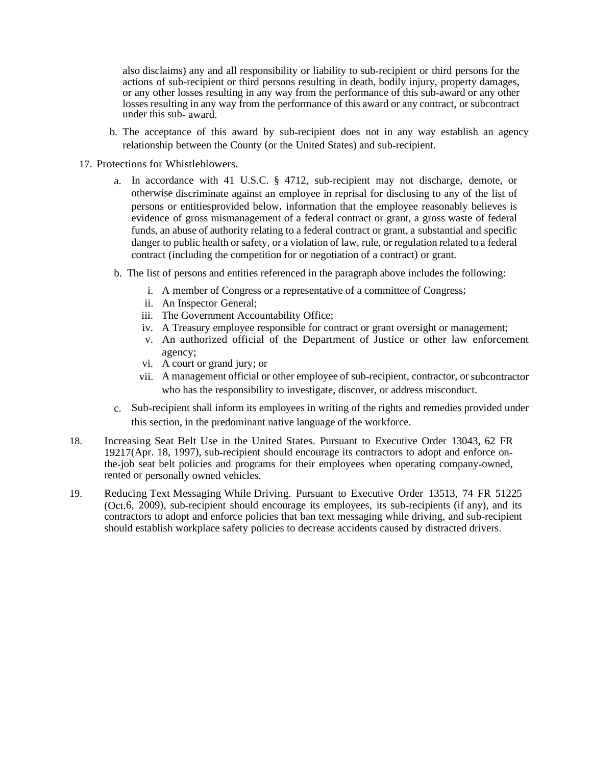also disclaims) any and all responsibility or liability to sub-recipient or third persons for the actions of sub-recipient or third persons resulting in death, bodily injury, property damages, or any other losses resulting in any way from the performance of this sub-award or any other losses resulting in any way from the performance of this award or any contract, or subcontract under this sub- award.

b. The acceptance of this award by sub-recipient does not in any way establish an agency relationship between the County (or the United States) and sub-recipient.

17. Protections for Whistleblowers.

   a. In accordance with 41 U.S.C. § 4712, sub-recipient may not discharge, demote, or otherwise discriminate against an employee in reprisal for disclosing to any of the list of persons or entitiesprovided below, information that the employee reasonably believes is evidence of gross mismanagement of a federal contract or grant, a gross waste of federal funds, an abuse of authority relating to a federal contract or grant, a substantial and specific danger to public health or safety, or a violation of law, rule, or regulation related to a federal contract (including the competition for or negotiation of a contract) or grant.

   b. The list of persons and entities referenced in the paragraph above includes the following:

      i. A member of Congress or a representative of a committee of Congress;
      ii. An Inspector General;
      iii. The Government Accountability Office;
      iv. A Treasury employee responsible for contract or grant oversight or management;
      v. An authorized official of the Department of Justice or other law enforcement agency;
      vi. A court or grand jury; or
      vii. A management official or other employee of sub-recipient, contractor, or subcontractor who has the responsibility to investigate, discover, or address misconduct.

   c. Sub-recipient shall inform its employees in writing of the rights and remedies provided under this section, in the predominant native language of the workforce.

18. Increasing Seat Belt Use in the United States. Pursuant to Executive Order 13043, 62 FR 19217(Apr. 18, 1997), sub-recipient should encourage its contractors to adopt and enforce on-the-job seat belt policies and programs for their employees when operating company-owned, rented or personally owned vehicles.

19. Reducing Text Messaging While Driving. Pursuant to Executive Order 13513, 74 FR 51225 (Oct.6, 2009), sub-recipient should encourage its employees, its sub-recipients (if any), and its contractors to adopt and enforce policies that ban text messaging while driving, and sub-recipient should establish workplace safety policies to decrease accidents caused by distracted drivers.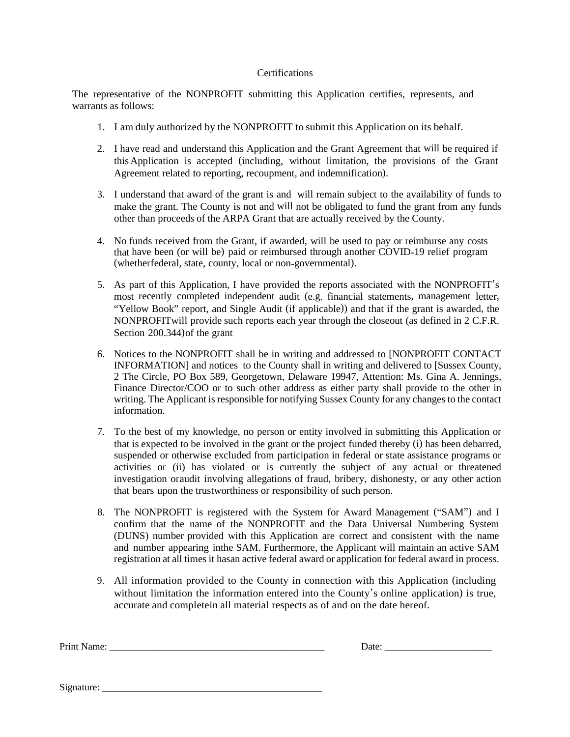# Certifications

The representative of the NONPROFIT submitting this Application certifies, represents, and warrants as follows:

1. I am duly authorized by the NONPROFIT to submit this Application on its behalf.

2. I have read and understand this Application and the Grant Agreement that will be required if this Application is accepted (including, without limitation, the provisions of the Grant Agreement related to reporting, recoupment, and indemnification).

3. I understand that award of the grant is and will remain subject to the availability of funds to make the grant. The County is not and will not be obligated to fund the grant from any funds other than proceeds of the ARPA Grant that are actually received by the County.

4. No funds received from the Grant, if awarded, will be used to pay or reimburse any costs that have been (or will be) paid or reimbursed through another COVID-19 relief program (whetherfederal, state, county, local or non-governmental).

5. As part of this Application, I have provided the reports associated with the NONPROFIT's most recently completed independent audit (e.g. financial statements, management letter, "Yellow Book" report, and Single Audit (if applicable)) and that if the grant is awarded, the NONPROFITwill provide such reports each year through the closeout (as defined in 2 C.F.R. Section 200.344)of the grant

6. Notices to the NONPROFIT shall be in writing and addressed to [NONPROFIT CONTACT INFORMATION] and notices to the County shall in writing and delivered to [Sussex County, 2 The Circle, PO Box 589, Georgetown, Delaware 19947, Attention: Ms. Gina A. Jennings, Finance Director/COO or to such other address as either party shall provide to the other in writing. The Applicant is responsible for notifying Sussex County for any changes to the contact information.

7. To the best of my knowledge, no person or entity involved in submitting this Application or that is expected to be involved in the grant or the project funded thereby (i) has been debarred, suspended or otherwise excluded from participation in federal or state assistance programs or activities or (ii) has violated or is currently the subject of any actual or threatened investigation oraudit involving allegations of fraud, bribery, dishonesty, or any other action that bears upon the trustworthiness or responsibility of such person.

8. The NONPROFIT is registered with the System for Award Management ("SAM") and I confirm that the name of the NONPROFIT and the Data Universal Numbering System (DUNS) number provided with this Application are correct and consistent with the name and number appearing inthe SAM. Furthermore, the Applicant will maintain an active SAM registration at all times it hasan active federal award or application for federal award in process.

9. All information provided to the County in connection with this Application (including without limitation the information entered into the County's online application) is true, accurate and completein all material respects as of and on the date hereof.

Print Name: ____________________________________________ Date: ______________________

Signature: ______________________________________________